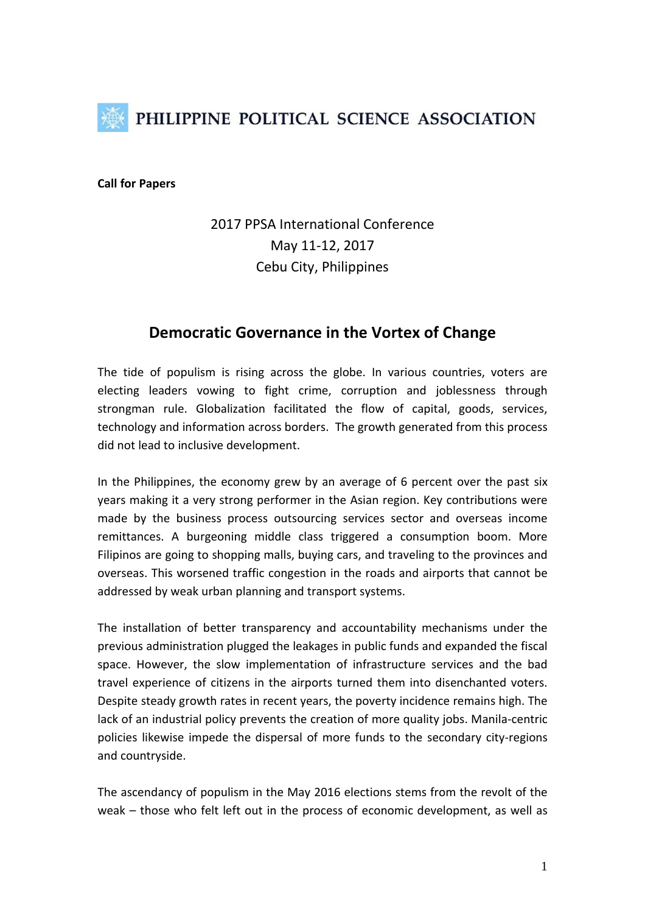PHILIPPINE POLITICAL SCIENCE ASSOCIATION

**Call for Papers**

2017 PPSA International Conference
May 11-12, 2017
Cebu City, Philippines

# Democratic Governance in the Vortex of Change

The tide of populism is rising across the globe. In various countries, voters are electing leaders vowing to fight crime, corruption and joblessness through strongman rule. Globalization facilitated the flow of capital, goods, services, technology and information across borders. The growth generated from this process did not lead to inclusive development.

In the Philippines, the economy grew by an average of 6 percent over the past six years making it a very strong performer in the Asian region. Key contributions were made by the business process outsourcing services sector and overseas income remittances. A burgeoning middle class triggered a consumption boom. More Filipinos are going to shopping malls, buying cars, and traveling to the provinces and overseas. This worsened traffic congestion in the roads and airports that cannot be addressed by weak urban planning and transport systems.

The installation of better transparency and accountability mechanisms under the previous administration plugged the leakages in public funds and expanded the fiscal space. However, the slow implementation of infrastructure services and the bad travel experience of citizens in the airports turned them into disenchanted voters. Despite steady growth rates in recent years, the poverty incidence remains high. The lack of an industrial policy prevents the creation of more quality jobs. Manila-centric policies likewise impede the dispersal of more funds to the secondary city-regions and countryside.

The ascendancy of populism in the May 2016 elections stems from the revolt of the weak – those who felt left out in the process of economic development, as well as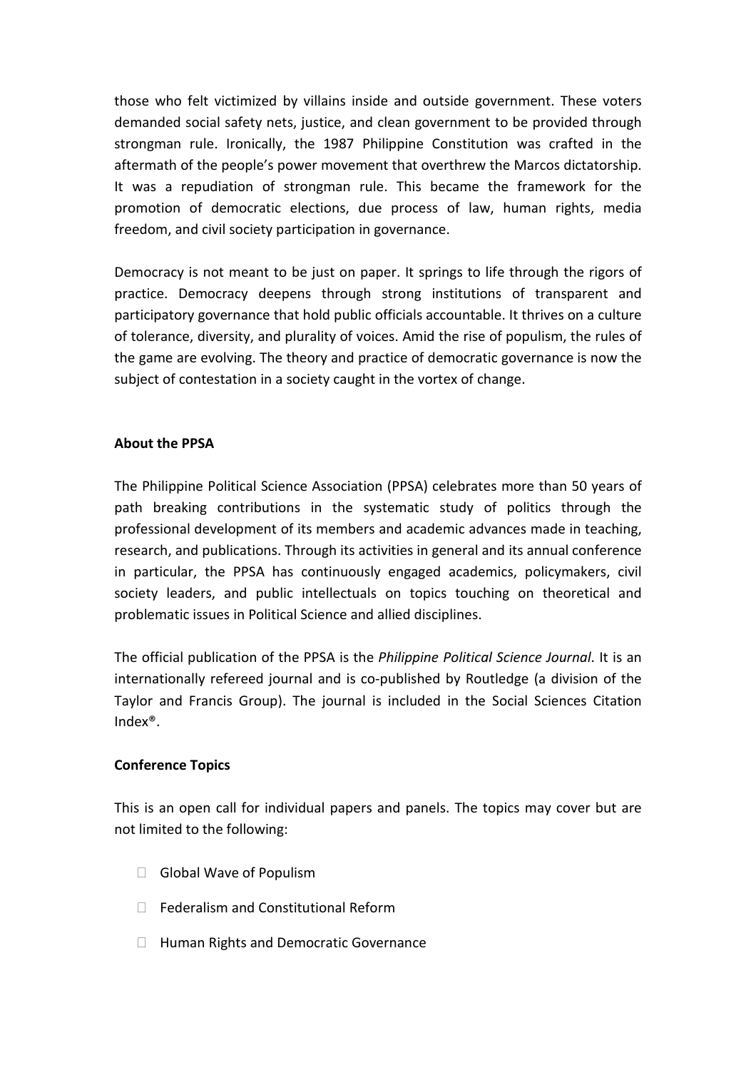those who felt victimized by villains inside and outside government. These voters demanded social safety nets, justice, and clean government to be provided through strongman rule. Ironically, the 1987 Philippine Constitution was crafted in the aftermath of the people's power movement that overthrew the Marcos dictatorship. It was a repudiation of strongman rule. This became the framework for the promotion of democratic elections, due process of law, human rights, media freedom, and civil society participation in governance.

Democracy is not meant to be just on paper. It springs to life through the rigors of practice. Democracy deepens through strong institutions of transparent and participatory governance that hold public officials accountable. It thrives on a culture of tolerance, diversity, and plurality of voices. Amid the rise of populism, the rules of the game are evolving. The theory and practice of democratic governance is now the subject of contestation in a society caught in the vortex of change.

**About the PPSA**

The Philippine Political Science Association (PPSA) celebrates more than 50 years of path breaking contributions in the systematic study of politics through the professional development of its members and academic advances made in teaching, research, and publications. Through its activities in general and its annual conference in particular, the PPSA has continuously engaged academics, policymakers, civil society leaders, and public intellectuals on topics touching on theoretical and problematic issues in Political Science and allied disciplines.

The official publication of the PPSA is the *Philippine Political Science Journal*. It is an internationally refereed journal and is co-published by Routledge (a division of the Taylor and Francis Group). The journal is included in the Social Sciences Citation Index®.

**Conference Topics**

This is an open call for individual papers and panels. The topics may cover but are not limited to the following:

- Global Wave of Populism
- Federalism and Constitutional Reform
- Human Rights and Democratic Governance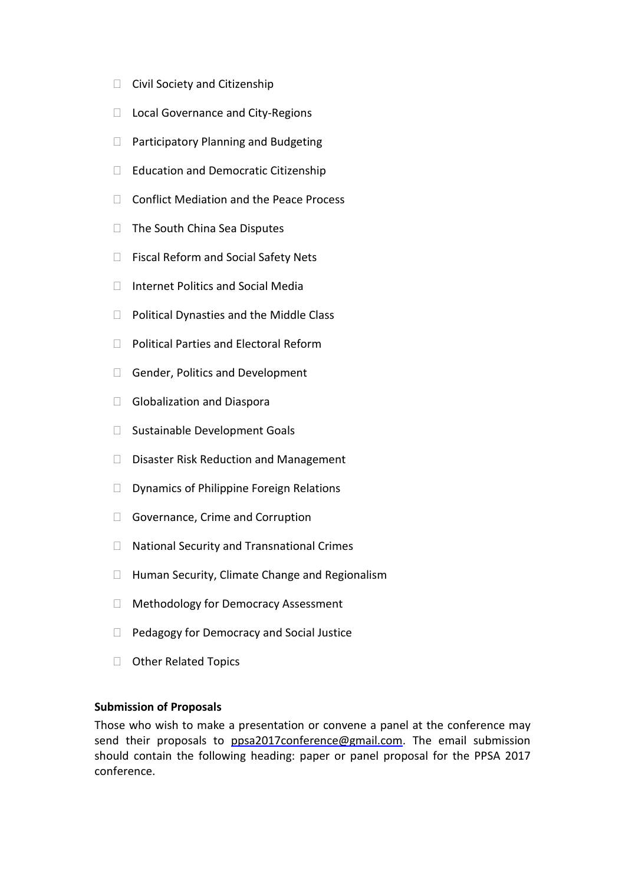- Civil Society and Citizenship
- Local Governance and City-Regions
- Participatory Planning and Budgeting
- Education and Democratic Citizenship
- Conflict Mediation and the Peace Process
- The South China Sea Disputes
- Fiscal Reform and Social Safety Nets
- Internet Politics and Social Media
- Political Dynasties and the Middle Class
- Political Parties and Electoral Reform
- Gender, Politics and Development
- Globalization and Diaspora
- Sustainable Development Goals
- Disaster Risk Reduction and Management
- Dynamics of Philippine Foreign Relations
- Governance, Crime and Corruption
- National Security and Transnational Crimes
- Human Security, Climate Change and Regionalism
- Methodology for Democracy Assessment
- Pedagogy for Democracy and Social Justice
- Other Related Topics

**Submission of Proposals**

Those who wish to make a presentation or convene a panel at the conference may send their proposals to ppsa2017conference@gmail.com. The email submission should contain the following heading: paper or panel proposal for the PPSA 2017 conference.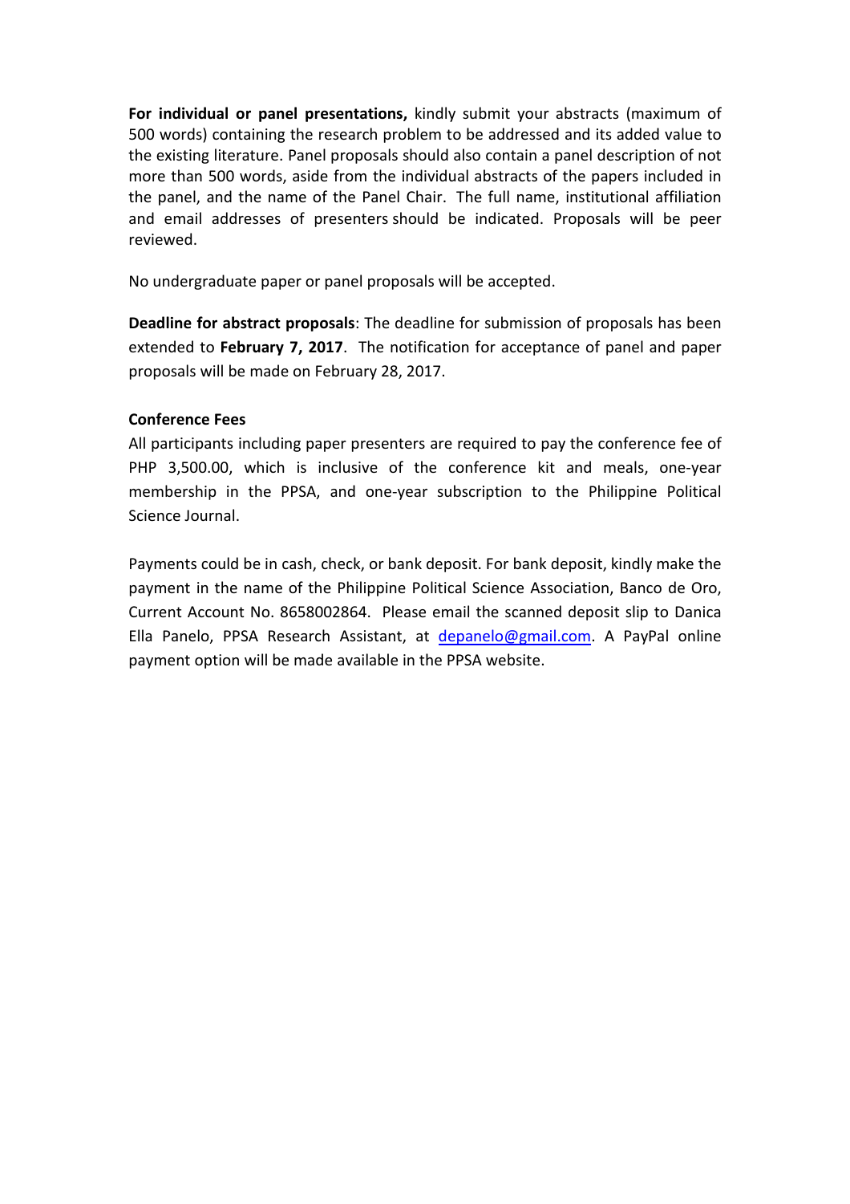**For individual or panel presentations,** kindly submit your abstracts (maximum of 500 words) containing the research problem to be addressed and its added value to the existing literature. Panel proposals should also contain a panel description of not more than 500 words, aside from the individual abstracts of the papers included in the panel, and the name of the Panel Chair. The full name, institutional affiliation and email addresses of presenters should be indicated. Proposals will be peer reviewed.

No undergraduate paper or panel proposals will be accepted.

**Deadline for abstract proposals**: The deadline for submission of proposals has been extended to **February 7, 2017**. The notification for acceptance of panel and paper proposals will be made on February 28, 2017.

**Conference Fees**

All participants including paper presenters are required to pay the conference fee of PHP 3,500.00, which is inclusive of the conference kit and meals, one-year membership in the PPSA, and one-year subscription to the Philippine Political Science Journal.

Payments could be in cash, check, or bank deposit. For bank deposit, kindly make the payment in the name of the Philippine Political Science Association, Banco de Oro, Current Account No. 8658002864. Please email the scanned deposit slip to Danica Ella Panelo, PPSA Research Assistant, at depanelo@gmail.com. A PayPal online payment option will be made available in the PPSA website.